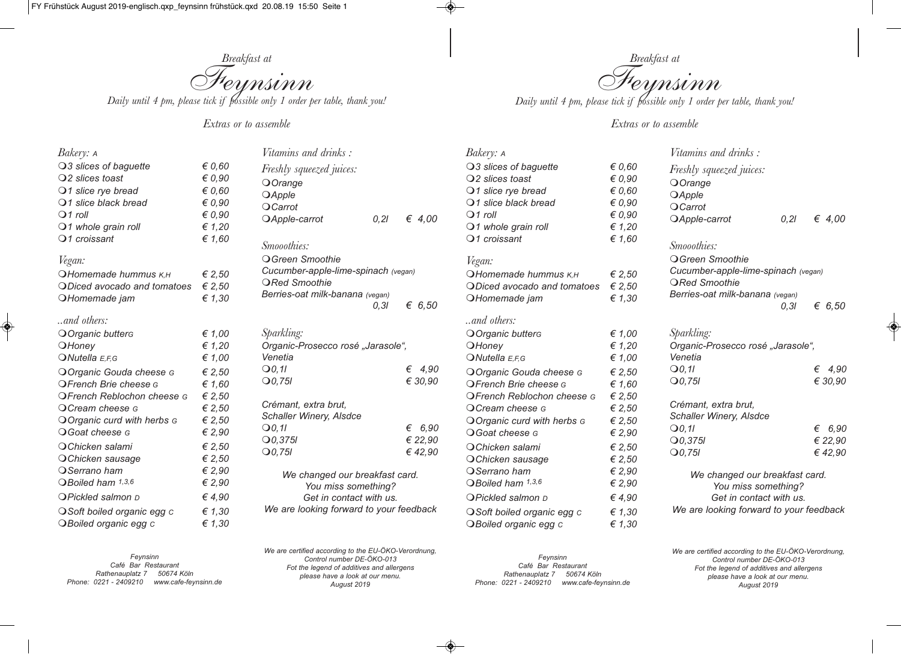*Breakfast at*

# Feynsinn

*Daily until 4 pm, please tick if possible only 1 order per table, thank you!*

## *Extras or to assemble*

### *Bakery:* A

| | |
|---|---|
| ❍ 3 slices of baguette | € 0,60 |
| ❍ 2 slices toast | € 0,90 |
| ❍ 1 slice rye bread | € 0,60 |
| ❍ 1 slice black bread | € 0,90 |
| ❍ 1 roll | € 0,90 |
| ❍ 1 whole grain roll | € 1,20 |
| ❍ 1 croissant | € 1,60 |

### *Vegan:*

| | |
|---|---|
| ❍ Homemade hummus K,H | € 2,50 |
| ❍ Diced avocado and tomatoes | € 2,50 |
| ❍ Homemade jam | € 1,30 |

### *..and others:*

| | |
|---|---|
| ❍ Organic butter G | € 1,00 |
| ❍ Honey | € 1,20 |
| ❍ Nutella E,F,G | € 1,00 |
| ❍ Organic Gouda cheese G | € 2,50 |
| ❍ French Brie cheese G | € 1,60 |
| ❍ French Reblochon cheese G | € 2,50 |
| ❍ Cream cheese G | € 2,50 |
| ❍ Organic curd with herbs G | € 2,50 |
| ❍ Goat cheese G | € 2,90 |
| ❍ Chicken salami | € 2,50 |
| ❍ Chicken sausage | € 2,50 |
| ❍ Serrano ham | € 2,90 |
| ❍ Boiled ham [1,3,6] | € 2,90 |
| ❍ Pickled salmon D | € 4,90 |
| ❍ Soft boiled organic egg C | € 1,30 |
| ❍ Boiled organic egg C | € 1,30 |

### *Vitamins and drinks :*

*Freshly squeezed juices:*

❍ Orange
❍ Apple
❍ Carrot
❍ Apple-carrot — 0,2l — € 4,00

*Smooothies:*

❍ Green Smoothie
Cucumber-apple-lime-spinach (vegan)
❍ Red Smoothie
Berries-oat milk-banana (vegan)
0,3l — € 6,50

*Sparkling:*

Organic-Prosecco rosé „Jarasole“, Venetia

| | |
|---|---|
| ❍ 0,1l | € 4,90 |
| ❍ 0,75l | € 30,90 |

Crémant, extra brut, Schaller Winery, Alsdce

| | |
|---|---|
| ❍ 0,1l | € 6,90 |
| ❍ 0,375l | € 22,90 |
| ❍ 0,75l | € 42,90 |

We changed our breakfast card.
You miss something?
Get in contact with us.
We are looking forward to your feedback

Feynsinn
Café Bar Restaurant
Rathenauplatz 7 50674 Köln
Phone: 0221 - 2409210 www.cafe-feynsinn.de

We are certified according to the EU-ÖKO-Verordnung,
Control number DE-ÖKO-013
Fot the legend of additives and allergens
please have a look at our menu.
August 2019

---

*Breakfast at*

# Feynsinn

*Daily until 4 pm, please tick if possible only 1 order per table, thank you!*

## *Extras or to assemble*

### *Bakery:* A

| | |
|---|---|
| ❍ 3 slices of baguette | € 0,60 |
| ❍ 2 slices toast | € 0,90 |
| ❍ 1 slice rye bread | € 0,60 |
| ❍ 1 slice black bread | € 0,90 |
| ❍ 1 roll | € 0,90 |
| ❍ 1 whole grain roll | € 1,20 |
| ❍ 1 croissant | € 1,60 |

### *Vegan:*

| | |
|---|---|
| ❍ Homemade hummus K,H | € 2,50 |
| ❍ Diced avocado and tomatoes | € 2,50 |
| ❍ Homemade jam | € 1,30 |

### *..and others:*

| | |
|---|---|
| ❍ Organic butter G | € 1,00 |
| ❍ Honey | € 1,20 |
| ❍ Nutella E,F,G | € 1,00 |
| ❍ Organic Gouda cheese G | € 2,50 |
| ❍ French Brie cheese G | € 1,60 |
| ❍ French Reblochon cheese G | € 2,50 |
| ❍ Cream cheese G | € 2,50 |
| ❍ Organic curd with herbs G | € 2,50 |
| ❍ Goat cheese G | € 2,90 |
| ❍ Chicken salami | € 2,50 |
| ❍ Chicken sausage | € 2,50 |
| ❍ Serrano ham | € 2,90 |
| ❍ Boiled ham [1,3,6] | € 2,90 |
| ❍ Pickled salmon D | € 4,90 |
| ❍ Soft boiled organic egg C | € 1,30 |
| ❍ Boiled organic egg C | € 1,30 |

### *Vitamins and drinks :*

*Freshly squeezed juices:*

❍ Orange
❍ Apple
❍ Carrot
❍ Apple-carrot — 0,2l — € 4,00

*Smooothies:*

❍ Green Smoothie
Cucumber-apple-lime-spinach (vegan)
❍ Red Smoothie
Berries-oat milk-banana (vegan)
0,3l — € 6,50

*Sparkling:*

Organic-Prosecco rosé „Jarasole“, Venetia

| | |
|---|---|
| ❍ 0,1l | € 4,90 |
| ❍ 0,75l | € 30,90 |

Crémant, extra brut, Schaller Winery, Alsdce

| | |
|---|---|
| ❍ 0,1l | € 6,90 |
| ❍ 0,375l | € 22,90 |
| ❍ 0,75l | € 42,90 |

We changed our breakfast card.
You miss something?
Get in contact with us.
We are looking forward to your feedback

Feynsinn
Café Bar Restaurant
Rathenauplatz 7 50674 Köln
Phone: 0221 - 2409210 www.cafe-feynsinn.de

We are certified according to the EU-ÖKO-Verordnung,
Control number DE-ÖKO-013
Fot the legend of additives and allergens
please have a look at our menu.
August 2019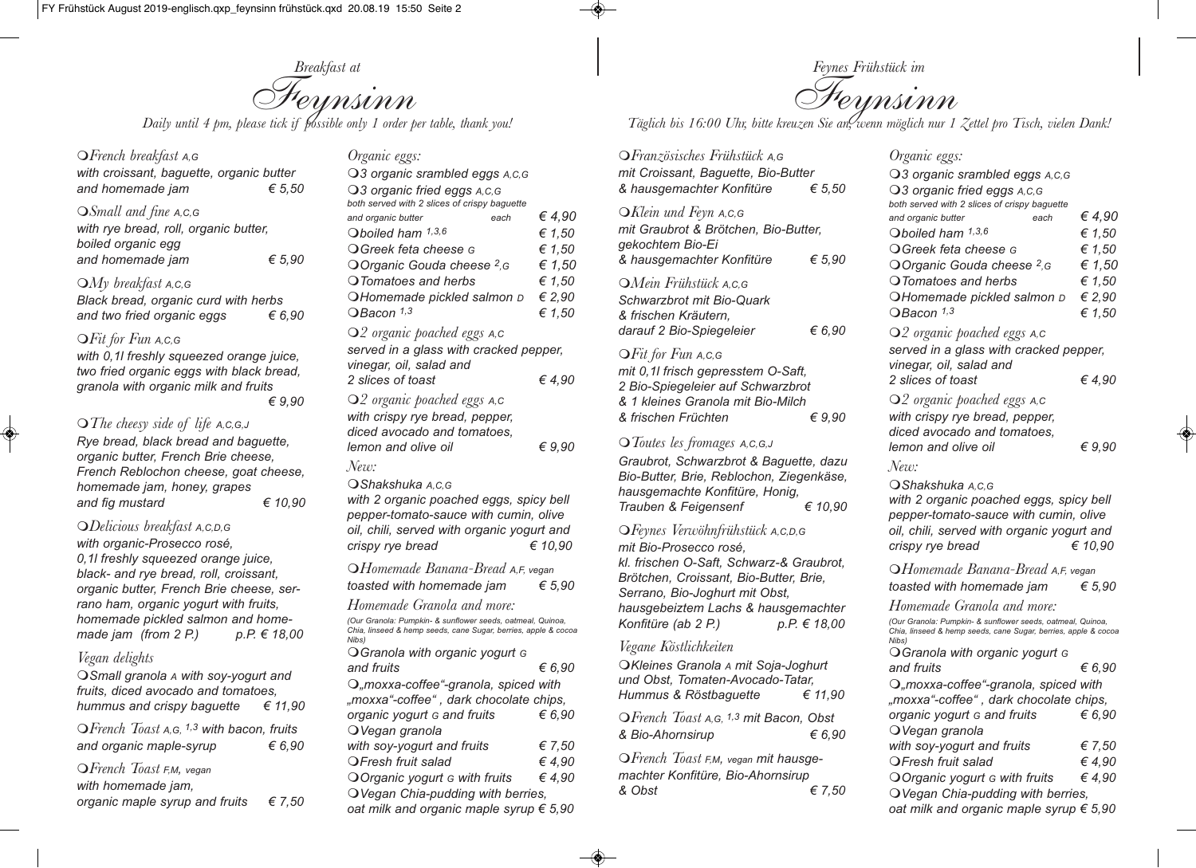# Breakfast at Feynsinn

*Daily until 4 pm, please tick if possible only 1 order per table, thank you!*

❍ *French breakfast* A,G
with croissant, baguette, organic butter and homemade jam — € 5,50

❍ *Small and fine* A,C,G
with rye bread, roll, organic butter, boiled organic egg and homemade jam — € 5,90

❍ *My breakfast* A,C,G
Black bread, organic curd with herbs and two fried organic eggs — € 6,90

❍ *Fit for Fun* A,C,G
with 0,1l freshly squeezed orange juice, two fried organic eggs with black bread, granola with organic milk and fruits — € 9,90

❍ *The cheesy side of life* A,C,G,J
Rye bread, black bread and baguette, organic butter, French Brie cheese, French Reblochon cheese, goat cheese, homemade jam, honey, grapes and fig mustard — € 10,90

❍ *Delicious breakfast* A,C,D,G
with organic-Prosecco rosé, 0,1l freshly squeezed orange juice, black- and rye bread, roll, croissant, organic butter, French Brie cheese, serrano ham, organic yogurt with fruits, homemade pickled salmon and homemade jam (from 2 P.) — p.P. € 18,00

## Vegan delights

❍ Small granola A with soy-yogurt and fruits, diced avocado and tomatoes, hummus and crispy baguette — € 11,90

❍ *French Toast* A,G, 1,3 with bacon, fruits and organic maple-syrup — € 6,90

❍ *French Toast* F,M, vegan
with homemade jam, organic maple syrup and fruits — € 7,50

## Organic eggs:

❍ 3 organic srambled eggs A,C,G
❍ 3 organic fried eggs A,C,G
both served with 2 slices of crispy baguette and organic butter — each € 4,90

❍ boiled ham 1,3,6 — € 1,50
❍ Greek feta cheese G — € 1,50
❍ Organic Gouda cheese 2,G — € 1,50
❍ Tomatoes and herbs — € 1,50
❍ Homemade pickled salmon D — € 2,90
❍ Bacon 1,3 — € 1,50

❍ *2 organic poached eggs* A,C
served in a glass with cracked pepper, vinegar, oil, salad and 2 slices of toast — € 4,90

❍ *2 organic poached eggs* A,C
with crispy rye bread, pepper, diced avocado and tomatoes, lemon and olive oil — € 9,90

## New:

❍ Shakshuka A,C,G
with 2 organic poached eggs, spicy bell pepper-tomato-sauce with cumin, olive oil, chili, served with organic yogurt and crispy rye bread — € 10,90

❍ *Homemade Banana-Bread* A,F, vegan
toasted with homemade jam — € 5,90

## Homemade Granola and more:

(Our Granola: Pumpkin- & sunflower seeds, oatmeal, Quinoa, Chia, linseed & hemp seeds, cane Sugar, berries, apple & cocoa Nibs)

❍ Granola with organic yogurt G and fruits — € 6,90
❍ „moxxa-coffee"-granola, spiced with „moxxa"-coffee" , dark chocolate chips, organic yogurt G and fruits — € 6,90
❍ Vegan granola with soy-yogurt and fruits — € 7,50
❍ Fresh fruit salad — € 4,90
❍ Organic yogurt G with fruits — € 4,90
❍ Vegan Chia-pudding with berries, oat milk and organic maple syrup — € 5,90

# Feynes Frühstück im Feynsinn

*Täglich bis 16:00 Uhr, bitte kreuzen Sie an, wenn möglich nur 1 Zettel pro Tisch, vielen Dank!*

❍ *Französisches Frühstück* A,G
mit Croissant, Baguette, Bio-Butter & hausgemachter Konfitüre — € 5,50

❍ *Klein und Feyn* A,C,G
mit Graubrot & Brötchen, Bio-Butter, gekochtem Bio-Ei & hausgemachter Konfitüre — € 5,90

❍ *Mein Frühstück* A,C,G
Schwarzbrot mit Bio-Quark & frischen Kräutern, darauf 2 Bio-Spiegeleier — € 6,90

❍ *Fit for Fun* A,C,G
mit 0,1l frisch gepresstem O-Saft, 2 Bio-Spiegeleier auf Schwarzbrot & 1 kleines Granola mit Bio-Milch & frischen Früchten — € 9,90

❍ *Toutes les fromages* A,C,G,J
Graubrot, Schwarzbrot & Baguette, dazu Bio-Butter, Brie, Reblochon, Ziegenkäse, hausgemachte Konfitüre, Honig, Trauben & Feigensenf — € 10,90

❍ *Feynes Verwöhnfrühstück* A,C,D,G
mit Bio-Prosecco rosé, kl. frischen O-Saft, Schwarz-& Graubrot, Brötchen, Croissant, Bio-Butter, Brie, Serrano, Bio-Joghurt mit Obst, hausgebeiztem Lachs & hausgemachter Konfitüre (ab 2 P.) — p.P. € 18,00

## Vegane Köstlichkeiten

❍ Kleines Granola A mit Soja-Joghurt und Obst, Tomaten-Avocado-Tatar, Hummus & Röstbaguette — € 11,90

❍ *French Toast* A,G, 1,3 mit Bacon, Obst & Bio-Ahornsirup — € 6,90

❍ *French Toast* F,M, vegan mit hausgemachter Konfitüre, Bio-Ahornsirup & Obst — € 7,50

## Organic eggs:

❍ 3 organic srambled eggs A,C,G
❍ 3 organic fried eggs A,C,G
both served with 2 slices of crispy baguette and organic butter — each € 4,90

❍ boiled ham 1,3,6 — € 1,50
❍ Greek feta cheese G — € 1,50
❍ Organic Gouda cheese 2,G — € 1,50
❍ Tomatoes and herbs — € 1,50
❍ Homemade pickled salmon D — € 2,90
❍ Bacon 1,3 — € 1,50

❍ *2 organic poached eggs* A,C
served in a glass with cracked pepper, vinegar, oil, salad and 2 slices of toast — € 4,90

❍ *2 organic poached eggs* A,C
with crispy rye bread, pepper, diced avocado and tomatoes, lemon and olive oil — € 9,90

## New:

❍ Shakshuka A,C,G
with 2 organic poached eggs, spicy bell pepper-tomato-sauce with cumin, olive oil, chili, served with organic yogurt and crispy rye bread — € 10,90

❍ *Homemade Banana-Bread* A,F, vegan
toasted with homemade jam — € 5,90

## Homemade Granola and more:

(Our Granola: Pumpkin- & sunflower seeds, oatmeal, Quinoa, Chia, linseed & hemp seeds, cane Sugar, berries, apple & cocoa Nibs)

❍ Granola with organic yogurt G and fruits — € 6,90
❍ „moxxa-coffee"-granola, spiced with „moxxa"-coffee" , dark chocolate chips, organic yogurt G and fruits — € 6,90
❍ Vegan granola with soy-yogurt and fruits — € 7,50
❍ Fresh fruit salad — € 4,90
❍ Organic yogurt G with fruits — € 4,90
❍ Vegan Chia-pudding with berries, oat milk and organic maple syrup — € 5,90